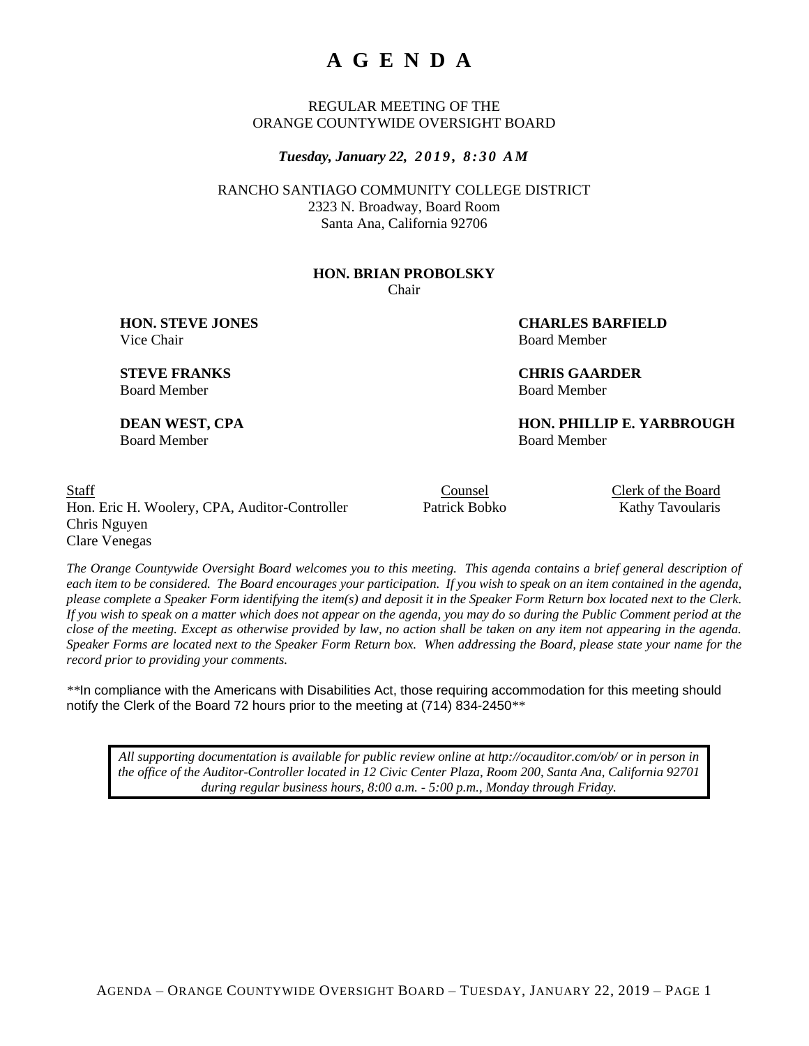# A G E N D A

REGULAR MEETING OF THE
ORANGE COUNTYWIDE OVERSIGHT BOARD

***Tuesday, January 22, 2019, 8:30 AM***

RANCHO SANTIAGO COMMUNITY COLLEGE DISTRICT
2323 N. Broadway, Board Room
Santa Ana, California 92706

**HON. BRIAN PROBOLSKY**
Chair

**HON. STEVE JONES**
Vice Chair

**CHARLES BARFIELD**
Board Member

**STEVE FRANKS**
Board Member

**CHRIS GAARDER**
Board Member

**DEAN WEST, CPA**
Board Member

**HON. PHILLIP E. YARBROUGH**
Board Member

| Staff | Counsel | Clerk of the Board |
|---|---|---|
| Hon. Eric H. Woolery, CPA, Auditor-Controller | Patrick Bobko | Kathy Tavoularis |
| Chris Nguyen | | |
| Clare Venegas | | |

*The Orange Countywide Oversight Board welcomes you to this meeting. This agenda contains a brief general description of each item to be considered. The Board encourages your participation. If you wish to speak on an item contained in the agenda, please complete a Speaker Form identifying the item(s) and deposit it in the Speaker Form Return box located next to the Clerk. If you wish to speak on a matter which does not appear on the agenda, you may do so during the Public Comment period at the close of the meeting. Except as otherwise provided by law, no action shall be taken on any item not appearing in the agenda. Speaker Forms are located next to the Speaker Form Return box. When addressing the Board, please state your name for the record prior to providing your comments.*

\*\*In compliance with the Americans with Disabilities Act, those requiring accommodation for this meeting should notify the Clerk of the Board 72 hours prior to the meeting at (714) 834-2450\*\*

*All supporting documentation is available for public review online at http://ocauditor.com/ob/ or in person in the office of the Auditor-Controller located in 12 Civic Center Plaza, Room 200, Santa Ana, California 92701 during regular business hours, 8:00 a.m. - 5:00 p.m., Monday through Friday.*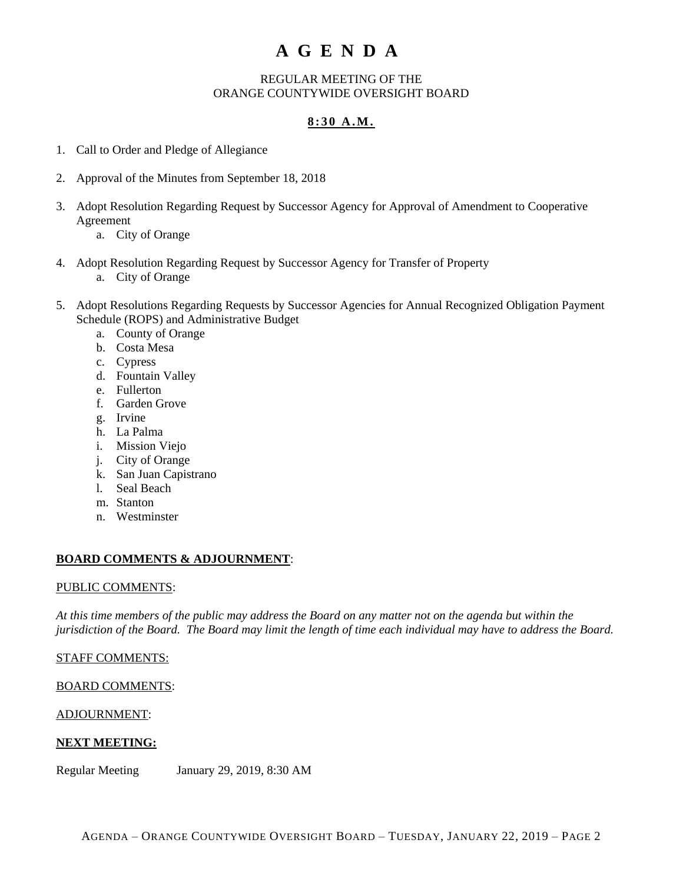# A G E N D A

REGULAR MEETING OF THE
ORANGE COUNTYWIDE OVERSIGHT BOARD

**8:30 A.M.**

1. Call to Order and Pledge of Allegiance

2. Approval of the Minutes from September 18, 2018

3. Adopt Resolution Regarding Request by Successor Agency for Approval of Amendment to Cooperative Agreement
   a. City of Orange

4. Adopt Resolution Regarding Request by Successor Agency for Transfer of Property
   a. City of Orange

5. Adopt Resolutions Regarding Requests by Successor Agencies for Annual Recognized Obligation Payment Schedule (ROPS) and Administrative Budget
   a. County of Orange
   b. Costa Mesa
   c. Cypress
   d. Fountain Valley
   e. Fullerton
   f. Garden Grove
   g. Irvine
   h. La Palma
   i. Mission Viejo
   j. City of Orange
   k. San Juan Capistrano
   l. Seal Beach
   m. Stanton
   n. Westminster

**BOARD COMMENTS & ADJOURNMENT**:

PUBLIC COMMENTS:

*At this time members of the public may address the Board on any matter not on the agenda but within the jurisdiction of the Board. The Board may limit the length of time each individual may have to address the Board.*

STAFF COMMENTS:

BOARD COMMENTS:

ADJOURNMENT:

**NEXT MEETING:**

Regular Meeting January 29, 2019, 8:30 AM